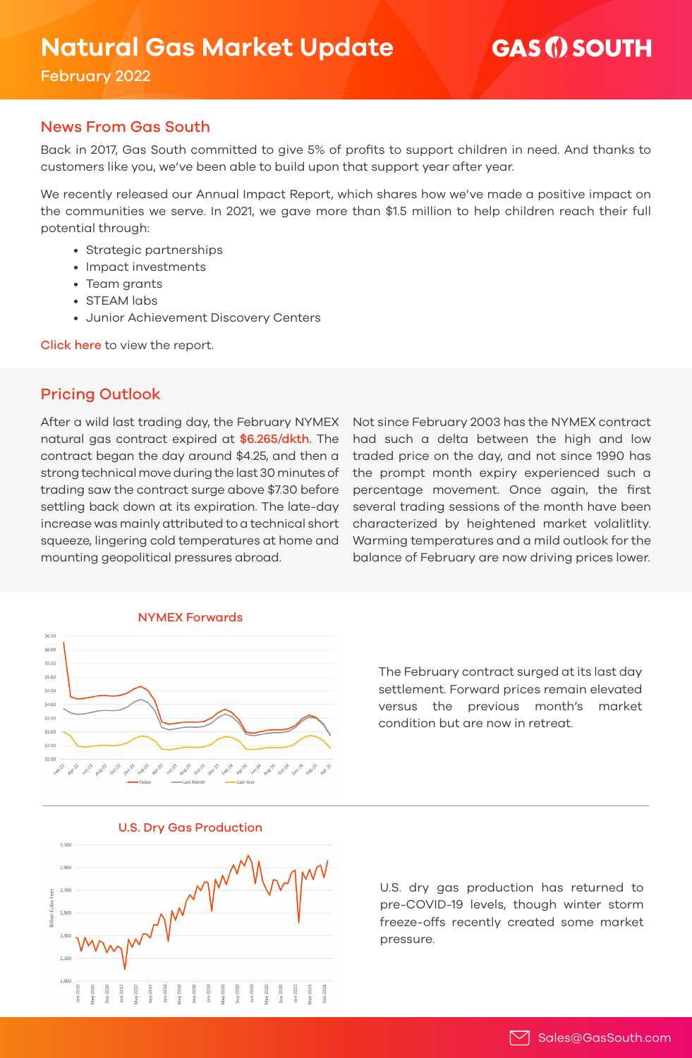# Natural Gas Market Update

February 2022

GAS SOUTH

## News From Gas South

Back in 2017, Gas South committed to give 5% of profits to support children in need. And thanks to customers like you, we've been able to build upon that support year after year.

We recently released our Annual Impact Report, which shares how we've made a positive impact on the communities we serve. In 2021, we gave more than $1.5 million to help children reach their full potential through:

- Strategic partnerships
- Impact investments
- Team grants
- STEAM labs
- Junior Achievement Discovery Centers

Click here to view the report.

## Pricing Outlook

After a wild last trading day, the February NYMEX natural gas contract expired at $6.265/dkth. The contract began the day around $4.25, and then a strong technical move during the last 30 minutes of trading saw the contract surge above $7.30 before settling back down at its expiration. The late-day increase was mainly attributed to a technical short squeeze, lingering cold temperatures at home and mounting geopolitical pressures abroad.

Not since February 2003 has the NYMEX contract had such a delta between the high and low traded price on the day, and not since 1990 has the prompt month expiry experienced such a percentage movement. Once again, the first several trading sessions of the month have been characterized by heightened market volalitlity. Warming temperatures and a mild outlook for the balance of February are now driving prices lower.

### NYMEX Forwards

The February contract surged at its last day settlement. Forward prices remain elevated versus the previous month's market condition but are now in retreat.

### U.S. Dry Gas Production

U.S. dry gas production has returned to pre-COVID-19 levels, though winter storm freeze-offs recently created some market pressure.

Sales@GasSouth.com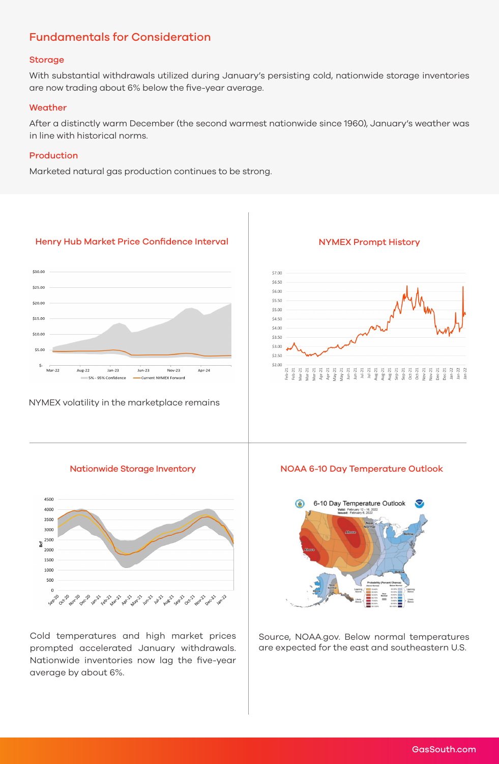## Fundamentals for Consideration

### Storage

With substantial withdrawals utilized during January's persisting cold, nationwide storage inventories are now trading about 6% below the five-year average.

### Weather

After a distinctly warm December (the second warmest nationwide since 1960), January's weather was in line with historical norms.

### Production

Marketed natural gas production continues to be strong.

### Henry Hub Market Price Confidence Interval

$30.00
$25.00
$20.00
$15.00
$10.00
$5.00
$-
Mar-22 Aug-22 Jan-23 Jun-23 Nov-23 Apr-24
5% - 95% Confidence
Current NYMEX Forward

NYMEX volatility in the marketplace remains

### NYMEX Prompt History

$7.00
$6.50
$6.00
$5.50
$5.00
$4.50
$4.00
$3.50
$3.00
$2.50
$2.00
Feb-21 Feb-21 Mar-21 Mar-21 Mar-21 Apr-21 Apr-21 May-21 May-21 Jun-21 Jun-21 Jul-21 Jul-21 Aug-21 Aug-21 Aug-21 Sep-21 Sep-21 Oct-21 Oct-21 Nov-21 Nov-21 Dec-21 Dec-21 Jan-22 Jan-22 Jan-22

### Nationwide Storage Inventory

4500
4000
3500
3000
2500
2000
1500
1000
500
0
Bcf
Sep-20 Oct-20 Nov-20 Dec-20 Jan-21 Feb-21 Mar-21 Apr-21 May-21 Jun-21 Jul-21 Aug-21 Sep-21 Oct-21 Nov-21 Dec-21 Jan-22

Cold temperatures and high market prices prompted accelerated January withdrawals. Nationwide inventories now lag the five-year average by about 6%.

### NOAA 6-10 Day Temperature Outlook

6-10 Day Temperature Outlook
Valid: February 12 - 16, 2022
Issued: February 6, 2022
Near Normal
Above
Above
Below
Below
Near Normal
Below
Above
Probability (Percent Chance)
Above Normal
Near Normal
Below Normal

Source, NOAA.gov. Below normal temperatures are expected for the east and southeastern U.S.

GasSouth.com